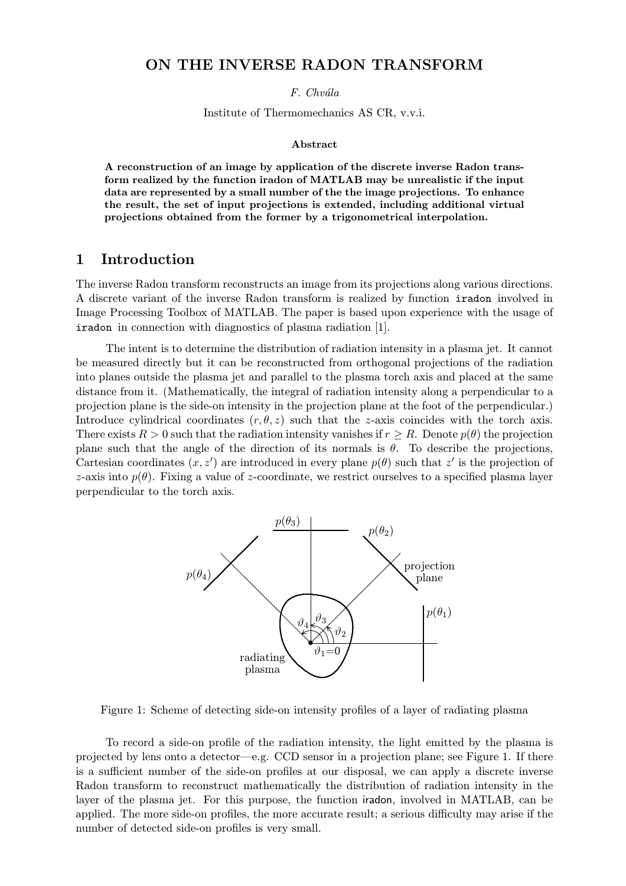# ON THE INVERSE RADON TRANSFORM

*F. Chvála*

Institute of Thermomechanics AS CR, v.v.i.

### Abstract

**A reconstruction of an image by application of the discrete inverse Radon transform realized by the function iradon of MATLAB may be unrealistic if the input data are represented by a small number of the the image projections. To enhance the result, the set of input projections is extended, including additional virtual projections obtained from the former by a trigonometrical interpolation.**

## 1 Introduction

The inverse Radon transform reconstructs an image from its projections along various directions. A discrete variant of the inverse Radon transform is realized by function `iradon` involved in Image Processing Toolbox of MATLAB. The paper is based upon experience with the usage of `iradon` in connection with diagnostics of plasma radiation [1].

The intent is to determine the distribution of radiation intensity in a plasma jet. It cannot be measured directly but it can be reconstructed from orthogonal projections of the radiation into planes outside the plasma jet and parallel to the plasma torch axis and placed at the same distance from it. (Mathematically, the integral of radiation intensity along a perpendicular to a projection plane is the side-on intensity in the projection plane at the foot of the perpendicular.) Introduce cylindrical coordinates $(r, \theta, z)$ such that the $z$-axis coincides with the torch axis. There exists $R > 0$ such that the radiation intensity vanishes if $r \geq R$. Denote $p(\theta)$ the projection plane such that the angle of the direction of its normals is $\theta$. To describe the projections, Cartesian coordinates $(x, z')$ are introduced in every plane $p(\theta)$ such that $z'$ is the projection of $z$-axis into $p(\theta)$. Fixing a value of $z$-coordinate, we restrict ourselves to a specified plasma layer perpendicular to the torch axis.

Figure 1: Scheme of detecting side-on intensity profiles of a layer of radiating plasma

To record a side-on profile of the radiation intensity, the light emitted by the plasma is projected by lens onto a detector—e.g. CCD sensor in a projection plane; see Figure 1. If there is a sufficient number of the side-on profiles at our disposal, we can apply a discrete inverse Radon transform to reconstruct mathematically the distribution of radiation intensity in the layer of the plasma jet. For this purpose, the function iradon, involved in MATLAB, can be applied. The more side-on profiles, the more accurate result; a serious difficulty may arise if the number of detected side-on profiles is very small.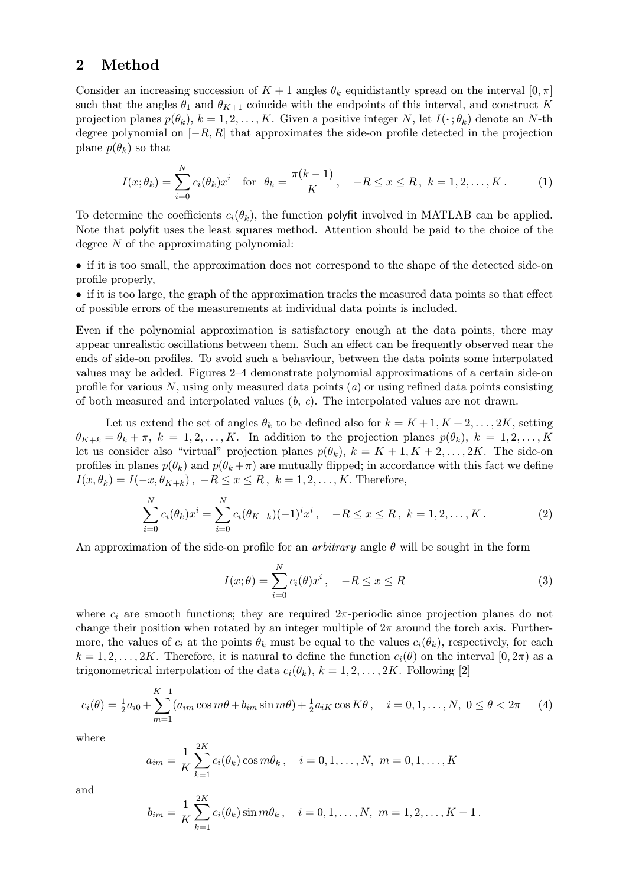## 2 Method

Consider an increasing succession of $K+1$ angles $\theta_k$ equidistantly spread on the interval $[0,\pi]$ such that the angles $\theta_1$ and $\theta_{K+1}$ coincide with the endpoints of this interval, and construct $K$ projection planes $p(\theta_k)$, $k=1,2,\ldots,K$. Given a positive integer $N$, let $I(\cdot\,;\theta_k)$ denote an $N$-th degree polynomial on $[-R,R]$ that approximates the side-on profile detected in the projection plane $p(\theta_k)$ so that

$$I(x;\theta_k) = \sum_{i=0}^{N} c_i(\theta_k)x^i \quad \text{for} \quad \theta_k = \frac{\pi(k-1)}{K}\,, \quad -R \le x \le R\,,\ k=1,2,\ldots,K\,. \tag{1}$$

To determine the coefficients $c_i(\theta_k)$, the function polyfit involved in MATLAB can be applied. Note that polyfit uses the least squares method. Attention should be paid to the choice of the degree $N$ of the approximating polynomial:

- if it is too small, the approximation does not correspond to the shape of the detected side-on profile properly,
- if it is too large, the graph of the approximation tracks the measured data points so that effect of possible errors of the measurements at individual data points is included.

Even if the polynomial approximation is satisfactory enough at the data points, there may appear unrealistic oscillations between them. Such an effect can be frequently observed near the ends of side-on profiles. To avoid such a behaviour, between the data points some interpolated values may be added. Figures 2–4 demonstrate polynomial approximations of a certain side-on profile for various $N$, using only measured data points ($a$) or using refined data points consisting of both measured and interpolated values ($b$, $c$). The interpolated values are not drawn.

Let us extend the set of angles $\theta_k$ to be defined also for $k=K+1,K+2,\ldots,2K$, setting $\theta_{K+k}=\theta_k+\pi$, $k=1,2,\ldots,K$. In addition to the projection planes $p(\theta_k)$, $k=1,2,\ldots,K$ let us consider also "virtual" projection planes $p(\theta_k)$, $k=K+1,K+2,\ldots,2K$. The side-on profiles in planes $p(\theta_k)$ and $p(\theta_k+\pi)$ are mutually flipped; in accordance with this fact we define $I(x,\theta_k)=I(-x,\theta_{K+k})\,,\ -R\le x\le R\,,\ k=1,2,\ldots,K$. Therefore,

$$\sum_{i=0}^{N} c_i(\theta_k)x^i = \sum_{i=0}^{N} c_i(\theta_{K+k})(-1)^i x^i\,, \quad -R\le x\le R\,,\ k=1,2,\ldots,K\,. \tag{2}$$

An approximation of the side-on profile for an *arbitrary* angle $\theta$ will be sought in the form

$$I(x;\theta) = \sum_{i=0}^{N} c_i(\theta)x^i\,, \quad -R\le x\le R \tag{3}$$

where $c_i$ are smooth functions; they are required $2\pi$-periodic since projection planes do not change their position when rotated by an integer multiple of $2\pi$ around the torch axis. Furthermore, the values of $c_i$ at the points $\theta_k$ must be equal to the values $c_i(\theta_k)$, respectively, for each $k=1,2,\ldots,2K$. Therefore, it is natural to define the function $c_i(\theta)$ on the interval $[0,2\pi)$ as a trigonometrical interpolation of the data $c_i(\theta_k)$, $k=1,2,\ldots,2K$. Following [2]

$$c_i(\theta) = \tfrac{1}{2}a_{i0} + \sum_{m=1}^{K-1}(a_{im}\cos m\theta + b_{im}\sin m\theta) + \tfrac{1}{2}a_{iK}\cos K\theta\,, \quad i=0,1,\ldots,N,\ 0\le\theta<2\pi \tag{4}$$

where

$$a_{im} = \frac{1}{K}\sum_{k=1}^{2K} c_i(\theta_k)\cos m\theta_k\,, \quad i=0,1,\ldots,N,\ m=0,1,\ldots,K$$

and

$$b_{im} = \frac{1}{K}\sum_{k=1}^{2K} c_i(\theta_k)\sin m\theta_k\,, \quad i=0,1,\ldots,N,\ m=1,2,\ldots,K-1\,.$$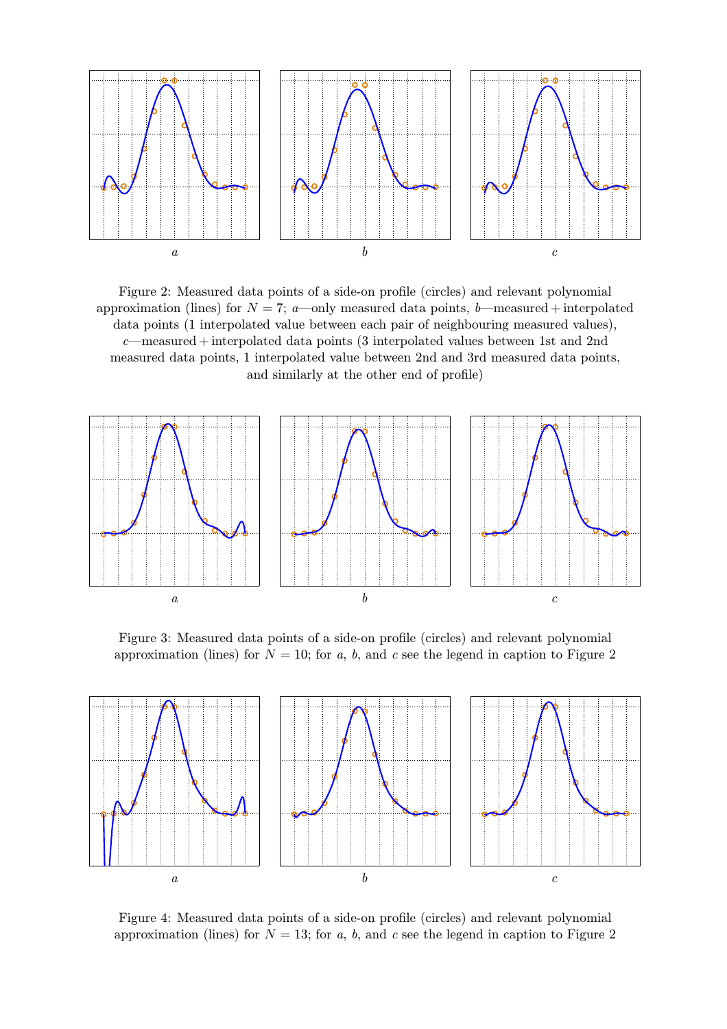*a* *b* *c*

Figure 2: Measured data points of a side-on profile (circles) and relevant polynomial approximation (lines) for $N = 7$; *a*—only measured data points, *b*—measured + interpolated data points (1 interpolated value between each pair of neighbouring measured values), *c*—measured + interpolated data points (3 interpolated values between 1st and 2nd measured data points, 1 interpolated value between 2nd and 3rd measured data points, and similarly at the other end of profile)

*a* *b* *c*

Figure 3: Measured data points of a side-on profile (circles) and relevant polynomial approximation (lines) for $N = 10$; for *a*, *b*, and *c* see the legend in caption to Figure 2

*a* *b* *c*

Figure 4: Measured data points of a side-on profile (circles) and relevant polynomial approximation (lines) for $N = 13$; for *a*, *b*, and *c* see the legend in caption to Figure 2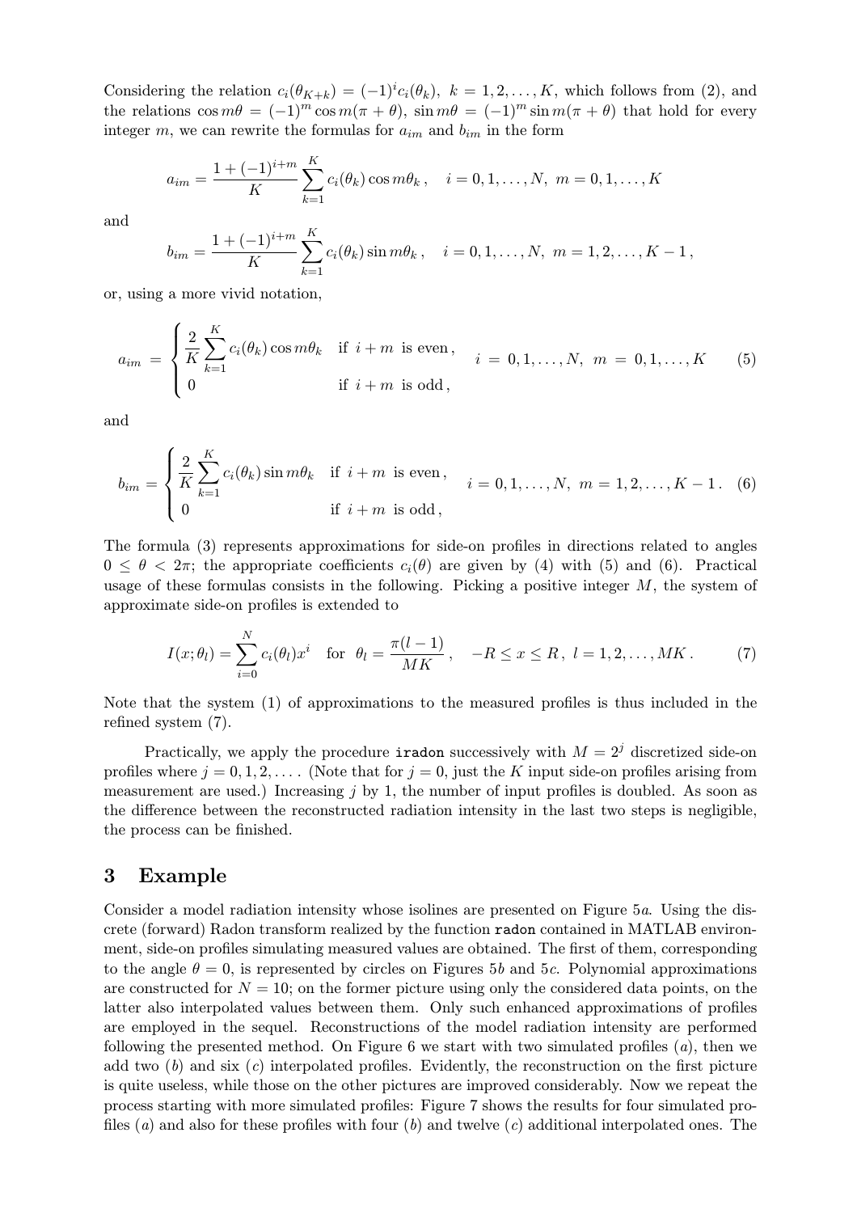Considering the relation $c_i(\theta_{K+k}) = (-1)^i c_i(\theta_k),\ k = 1, 2, \ldots, K$, which follows from (2), and the relations $\cos m\theta = (-1)^m \cos m(\pi + \theta)$, $\sin m\theta = (-1)^m \sin m(\pi + \theta)$ that hold for every integer $m$, we can rewrite the formulas for $a_{im}$ and $b_{im}$ in the form

$$a_{im} = \frac{1 + (-1)^{i+m}}{K} \sum_{k=1}^{K} c_i(\theta_k) \cos m\theta_k\,, \quad i = 0, 1, \ldots, N,\ m = 0, 1, \ldots, K$$

and

$$b_{im} = \frac{1 + (-1)^{i+m}}{K} \sum_{k=1}^{K} c_i(\theta_k) \sin m\theta_k\,, \quad i = 0, 1, \ldots, N,\ m = 1, 2, \ldots, K-1\,,$$

or, using a more vivid notation,

$$a_{im} = \begin{cases} \dfrac{2}{K} \displaystyle\sum_{k=1}^{K} c_i(\theta_k) \cos m\theta_k & \text{if } i + m \text{ is even}\,, \\ 0 & \text{if } i + m \text{ is odd}\,, \end{cases} \quad i = 0, 1, \ldots, N,\ m = 0, 1, \ldots, K \tag{5}$$

and

$$b_{im} = \begin{cases} \dfrac{2}{K} \displaystyle\sum_{k=1}^{K} c_i(\theta_k) \sin m\theta_k & \text{if } i + m \text{ is even}\,, \\ 0 & \text{if } i + m \text{ is odd}\,, \end{cases} \quad i = 0, 1, \ldots, N,\ m = 1, 2, \ldots, K-1\,. \tag{6}$$

The formula (3) represents approximations for side-on profiles in directions related to angles $0 \le \theta < 2\pi$; the appropriate coefficients $c_i(\theta)$ are given by (4) with (5) and (6). Practical usage of these formulas consists in the following. Picking a positive integer $M$, the system of approximate side-on profiles is extended to

$$I(x; \theta_l) = \sum_{i=0}^{N} c_i(\theta_l) x^i \quad \text{for} \quad \theta_l = \frac{\pi(l-1)}{MK}\,, \quad -R \le x \le R\,,\ l = 1, 2, \ldots, MK\,. \tag{7}$$

Note that the system (1) of approximations to the measured profiles is thus included in the refined system (7).

Practically, we apply the procedure `iradon` successively with $M = 2^j$ discretized side-on profiles where $j = 0, 1, 2, \ldots$. (Note that for $j = 0$, just the $K$ input side-on profiles arising from measurement are used.) Increasing $j$ by 1, the number of input profiles is doubled. As soon as the difference between the reconstructed radiation intensity in the last two steps is negligible, the process can be finished.

## 3 Example

Consider a model radiation intensity whose isolines are presented on Figure 5*a*. Using the discrete (forward) Radon transform realized by the function `radon` contained in MATLAB environment, side-on profiles simulating measured values are obtained. The first of them, corresponding to the angle $\theta = 0$, is represented by circles on Figures 5*b* and 5*c*. Polynomial approximations are constructed for $N = 10$; on the former picture using only the considered data points, on the latter also interpolated values between them. Only such enhanced approximations of profiles are employed in the sequel. Reconstructions of the model radiation intensity are performed following the presented method. On Figure 6 we start with two simulated profiles (*a*), then we add two (*b*) and six (*c*) interpolated profiles. Evidently, the reconstruction on the first picture is quite useless, while those on the other pictures are improved considerably. Now we repeat the process starting with more simulated profiles: Figure 7 shows the results for four simulated profiles (*a*) and also for these profiles with four (*b*) and twelve (*c*) additional interpolated ones. The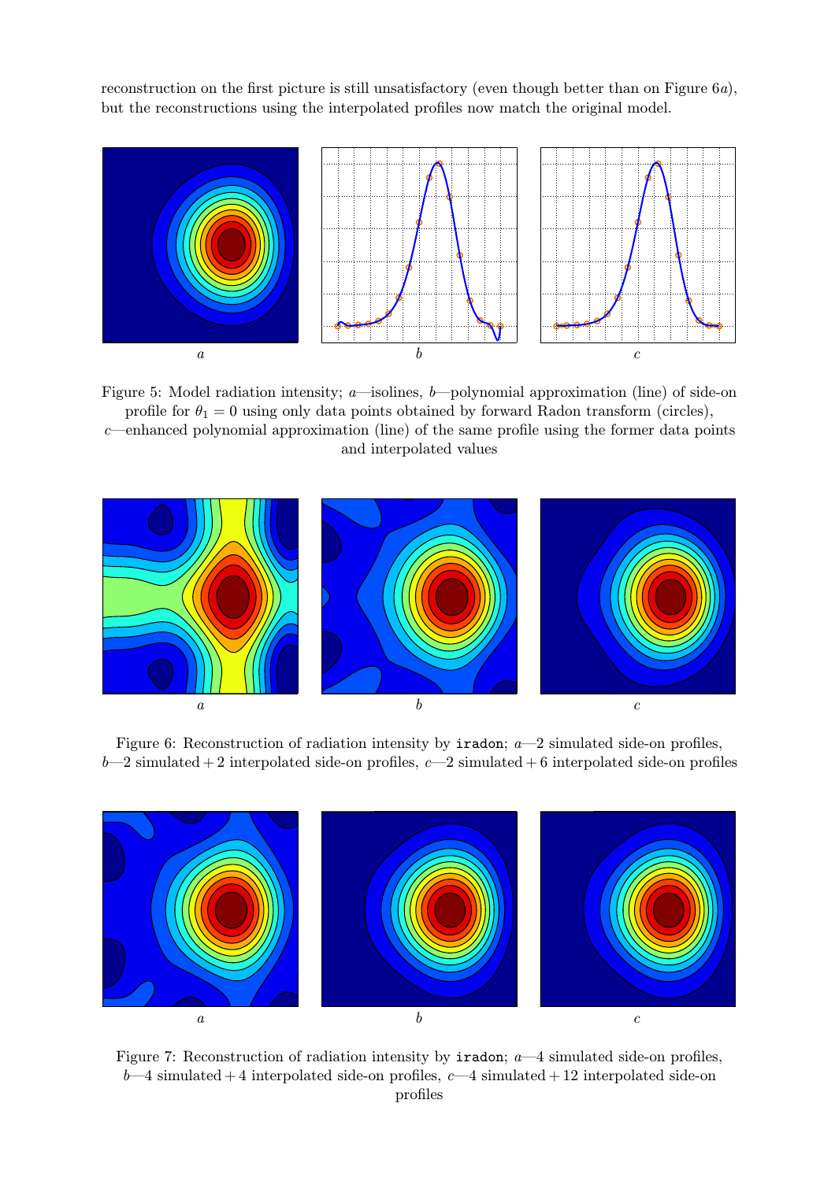reconstruction on the first picture is still unsatisfactory (even though better than on Figure 6*a*), but the reconstructions using the interpolated profiles now match the original model.

*a* *b* *c*

Figure 5: Model radiation intensity; *a*—isolines, *b*—polynomial approximation (line) of side-on profile for $\theta_1 = 0$ using only data points obtained by forward Radon transform (circles), *c*—enhanced polynomial approximation (line) of the same profile using the former data points and interpolated values

*a* *b* *c*

Figure 6: Reconstruction of radiation intensity by `iradon`; *a*—2 simulated side-on profiles, *b*—2 simulated + 2 interpolated side-on profiles, *c*—2 simulated + 6 interpolated side-on profiles

*a* *b* *c*

Figure 7: Reconstruction of radiation intensity by `iradon`; *a*—4 simulated side-on profiles, *b*—4 simulated + 4 interpolated side-on profiles, *c*—4 simulated + 12 interpolated side-on profiles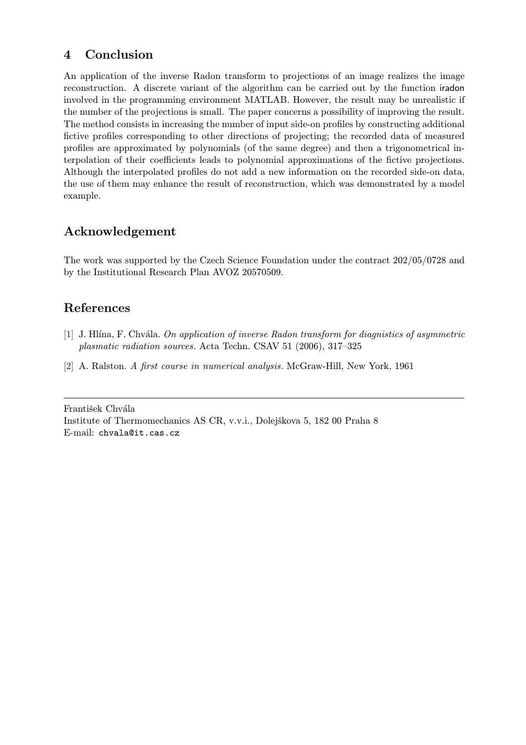## 4 Conclusion

An application of the inverse Radon transform to projections of an image realizes the image reconstruction. A discrete variant of the algorithm can be carried out by the function iradon involved in the programming environment MATLAB. However, the result may be unrealistic if the number of the projections is small. The paper concerns a possibility of improving the result. The method consists in increasing the number of input side-on profiles by constructing additional fictive profiles corresponding to other directions of projecting; the recorded data of measured profiles are approximated by polynomials (of the same degree) and then a trigonometrical interpolation of their coefficients leads to polynomial approximations of the fictive projections. Although the interpolated profiles do not add a new information on the recorded side-on data, the use of them may enhance the result of reconstruction, which was demonstrated by a model example.

## Acknowledgement

The work was supported by the Czech Science Foundation under the contract 202/05/0728 and by the Institutional Research Plan AVOZ 20570509.

## References

[1] J. Hlína, F. Chvála. *On application of inverse Radon transform for diagnostics of asymmetric plasmatic radiation sources.* Acta Techn. CSAV 51 (2006), 317–325

[2] A. Ralston. *A first course in numerical analysis.* McGraw-Hill, New York, 1961

---

František Chvála
Institute of Thermomechanics AS CR, v.v.i., Dolejškova 5, 182 00 Praha 8
E-mail: chvala@it.cas.cz